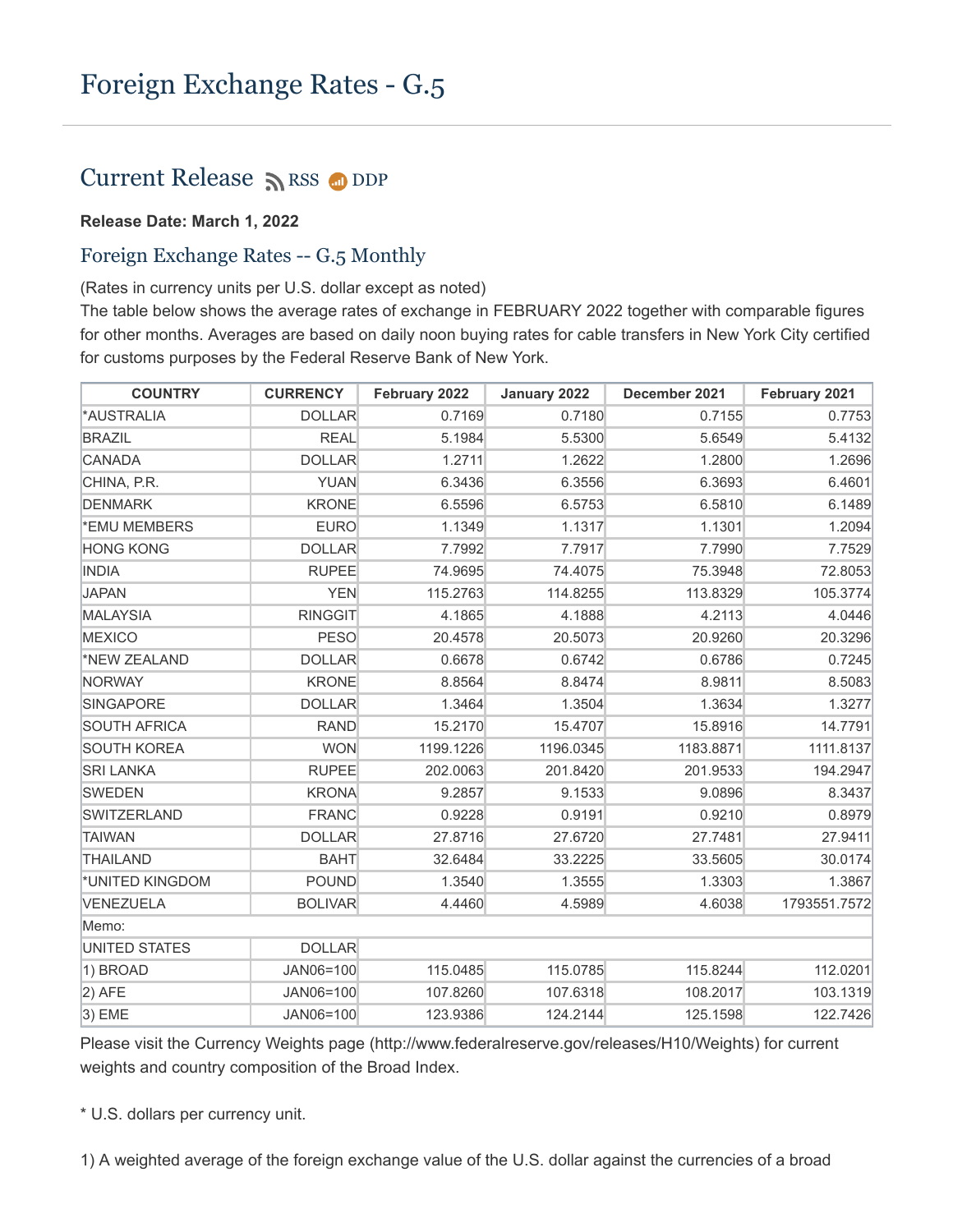# Foreign Exchange Rates - G.5

## Current Release RSS DDP

**Release Date: March 1, 2022**

### Foreign Exchange Rates -- G.5 Monthly

(Rates in currency units per U.S. dollar except as noted)
The table below shows the average rates of exchange in FEBRUARY 2022 together with comparable figures for other months. Averages are based on daily noon buying rates for cable transfers in New York City certified for customs purposes by the Federal Reserve Bank of New York.

| COUNTRY | CURRENCY | February 2022 | January 2022 | December 2021 | February 2021 |
|---|---|---|---|---|---|
| *AUSTRALIA | DOLLAR | 0.7169 | 0.7180 | 0.7155 | 0.7753 |
| BRAZIL | REAL | 5.1984 | 5.5300 | 5.6549 | 5.4132 |
| CANADA | DOLLAR | 1.2711 | 1.2622 | 1.2800 | 1.2696 |
| CHINA, P.R. | YUAN | 6.3436 | 6.3556 | 6.3693 | 6.4601 |
| DENMARK | KRONE | 6.5596 | 6.5753 | 6.5810 | 6.1489 |
| *EMU MEMBERS | EURO | 1.1349 | 1.1317 | 1.1301 | 1.2094 |
| HONG KONG | DOLLAR | 7.7992 | 7.7917 | 7.7990 | 7.7529 |
| INDIA | RUPEE | 74.9695 | 74.4075 | 75.3948 | 72.8053 |
| JAPAN | YEN | 115.2763 | 114.8255 | 113.8329 | 105.3774 |
| MALAYSIA | RINGGIT | 4.1865 | 4.1888 | 4.2113 | 4.0446 |
| MEXICO | PESO | 20.4578 | 20.5073 | 20.9260 | 20.3296 |
| *NEW ZEALAND | DOLLAR | 0.6678 | 0.6742 | 0.6786 | 0.7245 |
| NORWAY | KRONE | 8.8564 | 8.8474 | 8.9811 | 8.5083 |
| SINGAPORE | DOLLAR | 1.3464 | 1.3504 | 1.3634 | 1.3277 |
| SOUTH AFRICA | RAND | 15.2170 | 15.4707 | 15.8916 | 14.7791 |
| SOUTH KOREA | WON | 1199.1226 | 1196.0345 | 1183.8871 | 1111.8137 |
| SRI LANKA | RUPEE | 202.0063 | 201.8420 | 201.9533 | 194.2947 |
| SWEDEN | KRONA | 9.2857 | 9.1533 | 9.0896 | 8.3437 |
| SWITZERLAND | FRANC | 0.9228 | 0.9191 | 0.9210 | 0.8979 |
| TAIWAN | DOLLAR | 27.8716 | 27.6720 | 27.7481 | 27.9411 |
| THAILAND | BAHT | 32.6484 | 33.2225 | 33.5605 | 30.0174 |
| *UNITED KINGDOM | POUND | 1.3540 | 1.3555 | 1.3303 | 1.3867 |
| VENEZUELA | BOLIVAR | 4.4460 | 4.5989 | 4.6038 | 1793551.7572 |
| Memo: | | | | | |
| UNITED STATES | DOLLAR | | | | |
| 1) BROAD | JAN06=100 | 115.0485 | 115.0785 | 115.8244 | 112.0201 |
| 2) AFE | JAN06=100 | 107.8260 | 107.6318 | 108.2017 | 103.1319 |
| 3) EME | JAN06=100 | 123.9386 | 124.2144 | 125.1598 | 122.7426 |

Please visit the Currency Weights page (http://www.federalreserve.gov/releases/H10/Weights) for current weights and country composition of the Broad Index.

* U.S. dollars per currency unit.

1) A weighted average of the foreign exchange value of the U.S. dollar against the currencies of a broad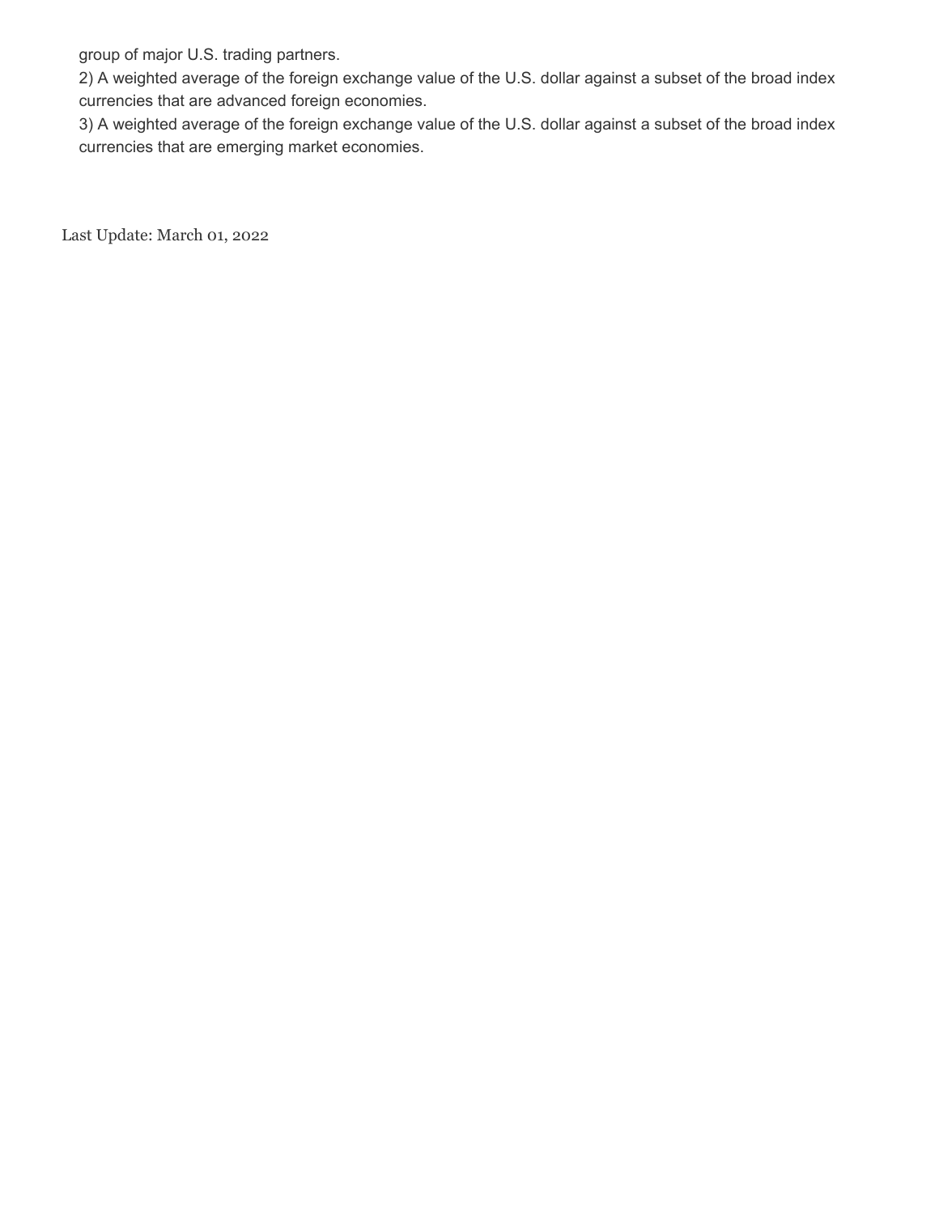group of major U.S. trading partners.

2) A weighted average of the foreign exchange value of the U.S. dollar against a subset of the broad index currencies that are advanced foreign economies.

3) A weighted average of the foreign exchange value of the U.S. dollar against a subset of the broad index currencies that are emerging market economies.

Last Update: March 01, 2022